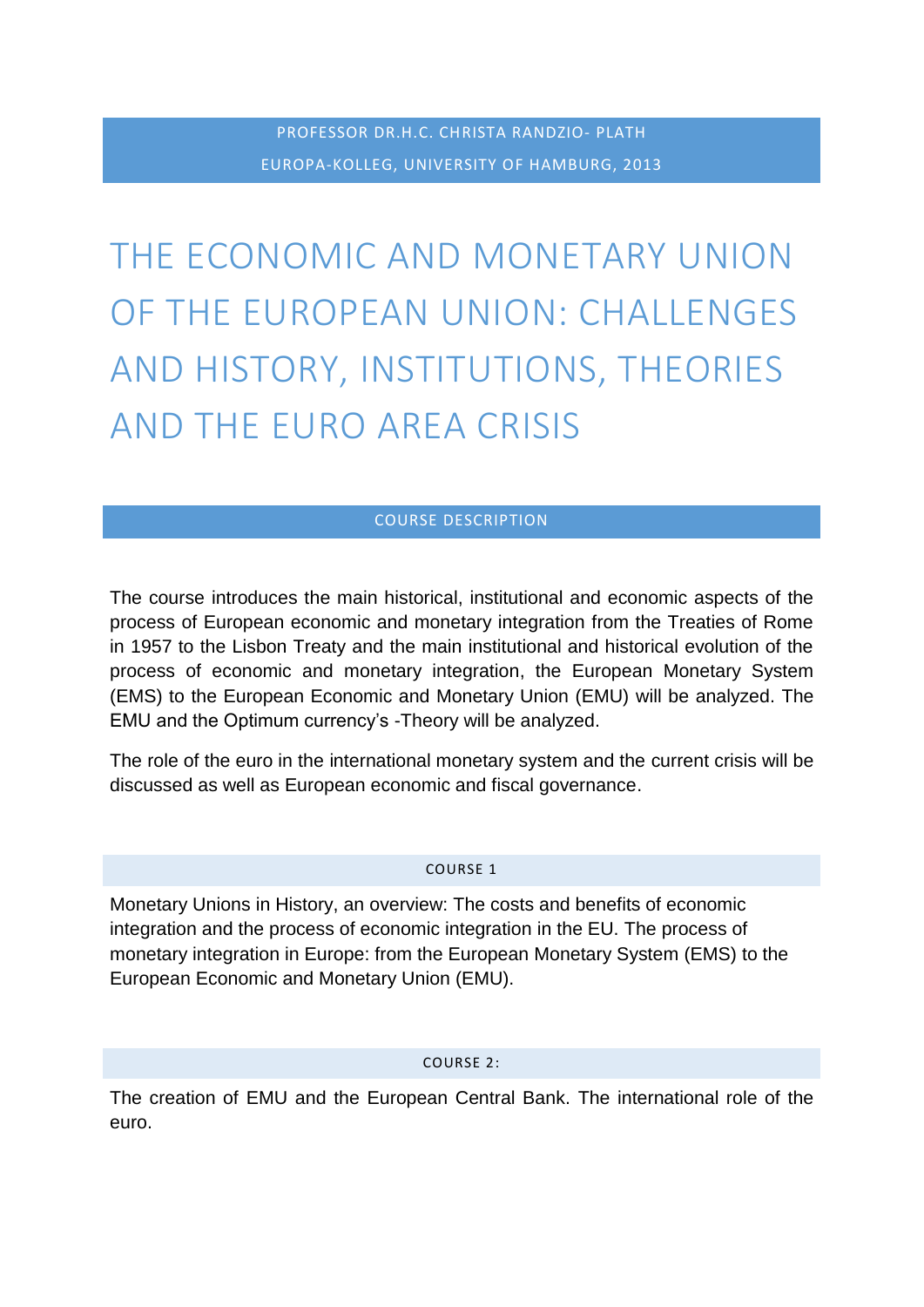PROFESSOR DR.H.C. CHRISTA RANDZIO- PLATH

EUROPA-KOLLEG, UNIVERSITY OF HAMBURG, 2013

# THE ECONOMIC AND MONETARY UNION OF THE EUROPEAN UNION: CHALLENGES AND HISTORY, INSTITUTIONS, THEORIES AND THE EURO AREA CRISIS

## COURSE DESCRIPTION

The course introduces the main historical, institutional and economic aspects of the process of European economic and monetary integration from the Treaties of Rome in 1957 to the Lisbon Treaty and the main institutional and historical evolution of the process of economic and monetary integration, the European Monetary System (EMS) to the European Economic and Monetary Union (EMU) will be analyzed. The EMU and the Optimum currency's -Theory will be analyzed.

The role of the euro in the international monetary system and the current crisis will be discussed as well as European economic and fiscal governance.

### COURSE 1

Monetary Unions in History, an overview: The costs and benefits of economic integration and the process of economic integration in the EU. The process of monetary integration in Europe: from the European Monetary System (EMS) to the European Economic and Monetary Union (EMU).

### COURSE 2:

The creation of EMU and the European Central Bank. The international role of the euro.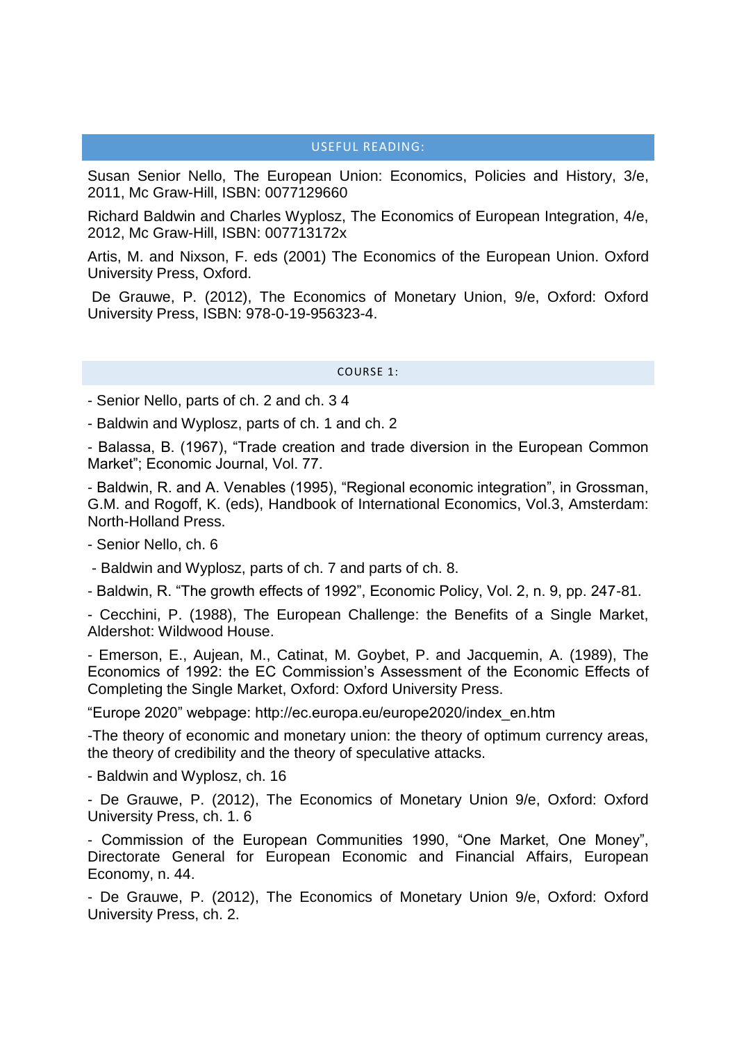## USEFUL READING:

Susan Senior Nello, The European Union: Economics, Policies and History, 3/e, 2011, Mc Graw-Hill, ISBN: 0077129660

Richard Baldwin and Charles Wyplosz, The Economics of European Integration, 4/e, 2012, Mc Graw-Hill, ISBN: 007713172x

Artis, M. and Nixson, F. eds (2001) The Economics of the European Union. Oxford University Press, Oxford.

De Grauwe, P. (2012), The Economics of Monetary Union, 9/e, Oxford: Oxford University Press, ISBN: 978-0-19-956323-4.

### COURSE 1:

- Senior Nello, parts of ch. 2 and ch. 3 4

- Baldwin and Wyplosz, parts of ch. 1 and ch. 2

- Balassa, B. (1967), "Trade creation and trade diversion in the European Common Market"; Economic Journal, Vol. 77.

- Baldwin, R. and A. Venables (1995), "Regional economic integration", in Grossman, G.M. and Rogoff, K. (eds), Handbook of International Economics, Vol.3, Amsterdam: North-Holland Press.

- Senior Nello, ch. 6

- Baldwin and Wyplosz, parts of ch. 7 and parts of ch. 8.

- Baldwin, R. "The growth effects of 1992", Economic Policy, Vol. 2, n. 9, pp. 247-81.

- Cecchini, P. (1988), The European Challenge: the Benefits of a Single Market, Aldershot: Wildwood House.

- Emerson, E., Aujean, M., Catinat, M. Goybet, P. and Jacquemin, A. (1989), The Economics of 1992: the EC Commission's Assessment of the Economic Effects of Completing the Single Market, Oxford: Oxford University Press.

"Europe 2020" webpage: http://ec.europa.eu/europe2020/index_en.htm

-The theory of economic and monetary union: the theory of optimum currency areas, the theory of credibility and the theory of speculative attacks.

- Baldwin and Wyplosz, ch. 16

- De Grauwe, P. (2012), The Economics of Monetary Union 9/e, Oxford: Oxford University Press, ch. 1. 6

- Commission of the European Communities 1990, "One Market, One Money", Directorate General for European Economic and Financial Affairs, European Economy, n. 44.

- De Grauwe, P. (2012), The Economics of Monetary Union 9/e, Oxford: Oxford University Press, ch. 2.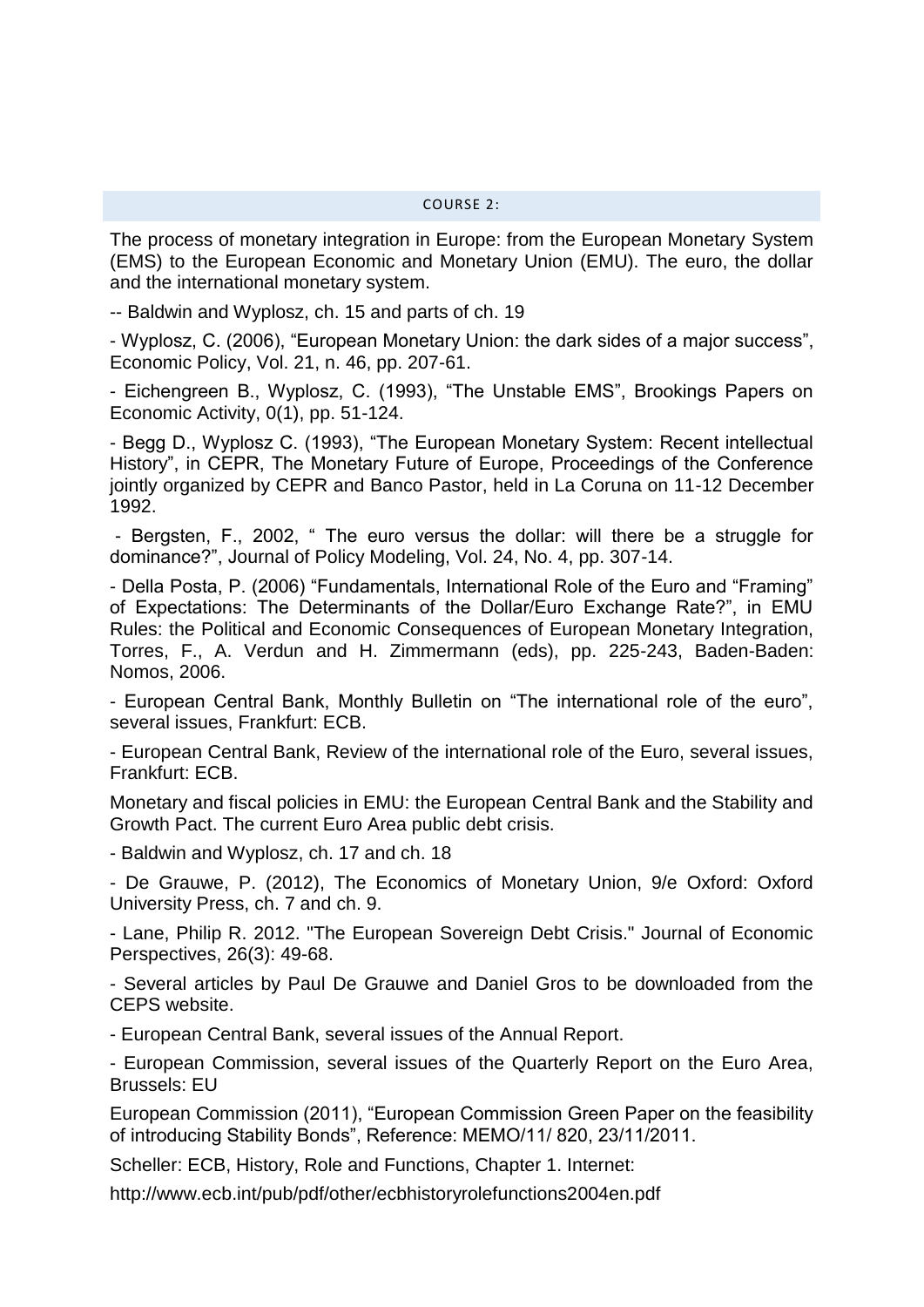## COURSE 2:

The process of monetary integration in Europe: from the European Monetary System (EMS) to the European Economic and Monetary Union (EMU). The euro, the dollar and the international monetary system.

-- Baldwin and Wyplosz, ch. 15 and parts of ch. 19

- Wyplosz, C. (2006), "European Monetary Union: the dark sides of a major success", Economic Policy, Vol. 21, n. 46, pp. 207-61.

- Eichengreen B., Wyplosz, C. (1993), "The Unstable EMS", Brookings Papers on Economic Activity, 0(1), pp. 51-124.

- Begg D., Wyplosz C. (1993), "The European Monetary System: Recent intellectual History", in CEPR, The Monetary Future of Europe, Proceedings of the Conference jointly organized by CEPR and Banco Pastor, held in La Coruna on 11-12 December 1992.

- Bergsten, F., 2002, " The euro versus the dollar: will there be a struggle for dominance?", Journal of Policy Modeling, Vol. 24, No. 4, pp. 307-14.

- Della Posta, P. (2006) "Fundamentals, International Role of the Euro and "Framing" of Expectations: The Determinants of the Dollar/Euro Exchange Rate?", in EMU Rules: the Political and Economic Consequences of European Monetary Integration, Torres, F., A. Verdun and H. Zimmermann (eds), pp. 225-243, Baden-Baden: Nomos, 2006.

- European Central Bank, Monthly Bulletin on "The international role of the euro", several issues, Frankfurt: ECB.

- European Central Bank, Review of the international role of the Euro, several issues, Frankfurt: ECB.

Monetary and fiscal policies in EMU: the European Central Bank and the Stability and Growth Pact. The current Euro Area public debt crisis.

- Baldwin and Wyplosz, ch. 17 and ch. 18

- De Grauwe, P. (2012), The Economics of Monetary Union, 9/e Oxford: Oxford University Press, ch. 7 and ch. 9.

- Lane, Philip R. 2012. "The European Sovereign Debt Crisis." Journal of Economic Perspectives, 26(3): 49-68.

- Several articles by Paul De Grauwe and Daniel Gros to be downloaded from the CEPS website.

- European Central Bank, several issues of the Annual Report.

- European Commission, several issues of the Quarterly Report on the Euro Area, Brussels: EU

European Commission (2011), "European Commission Green Paper on the feasibility of introducing Stability Bonds", Reference: MEMO/11/ 820, 23/11/2011.

Scheller: ECB, History, Role and Functions, Chapter 1. Internet:

http://www.ecb.int/pub/pdf/other/ecbhistoryrolefunctions2004en.pdf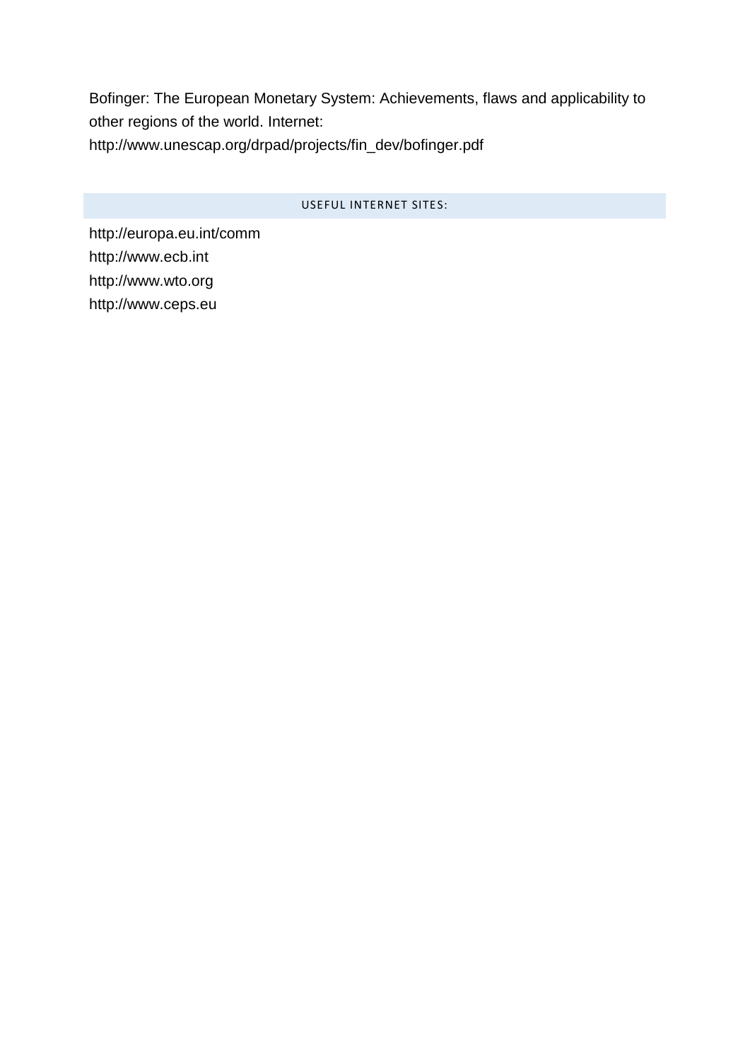Bofinger: The European Monetary System: Achievements, flaws and applicability to other regions of the world. Internet: http://www.unescap.org/drpad/projects/fin_dev/bofinger.pdf

## USEFUL INTERNET SITES:

http://europa.eu.int/comm
http://www.ecb.int
http://www.wto.org
http://www.ceps.eu